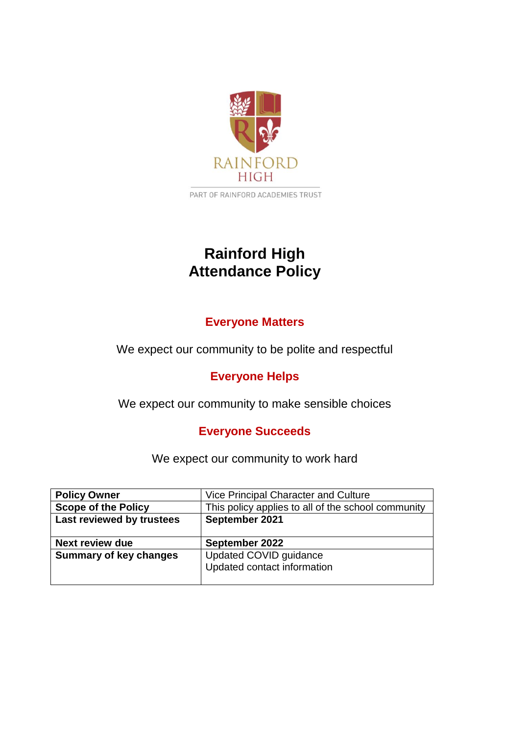RAINFORD HIGH

PART OF RAINFORD ACADEMIES TRUST

# Rainford High Attendance Policy

## Everyone Matters

We expect our community to be polite and respectful

## Everyone Helps

We expect our community to make sensible choices

## Everyone Succeeds

We expect our community to work hard

| **Policy Owner** | Vice Principal Character and Culture |
|---|---|
| **Scope of the Policy** | This policy applies to all of the school community |
| **Last reviewed by trustees** | **September 2021** |
| **Next review due** | **September 2022** |
| **Summary of key changes** | Updated COVID guidance<br>Updated contact information |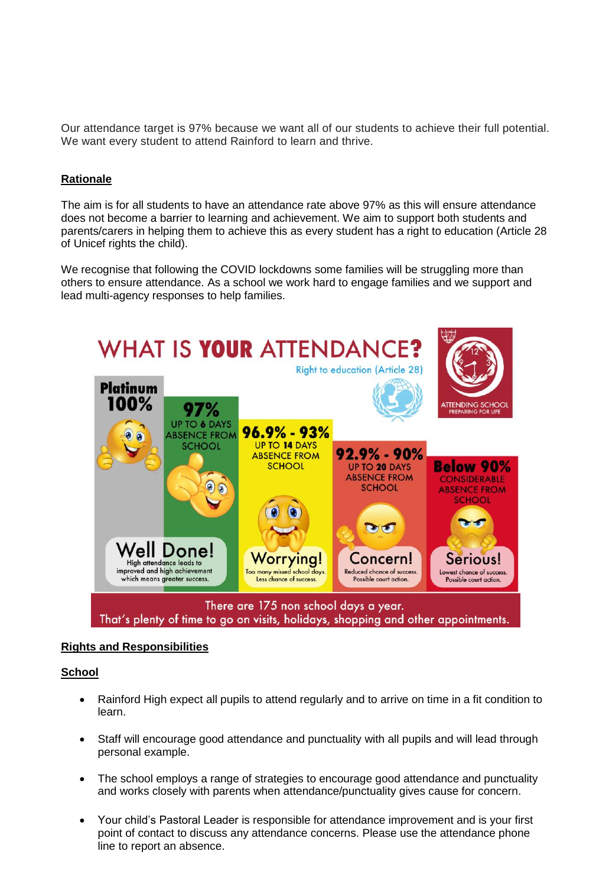Our attendance target is 97% because we want all of our students to achieve their full potential. We want every student to attend Rainford to learn and thrive.

**Rationale**

The aim is for all students to have an attendance rate above 97% as this will ensure attendance does not become a barrier to learning and achievement. We aim to support both students and parents/carers in helping them to achieve this as every student has a right to education (Article 28 of Unicef rights the child).

We recognise that following the COVID lockdowns some families will be struggling more than others to ensure attendance. As a school we work hard to engage families and we support and lead multi-agency responses to help families.

**WHAT IS YOUR ATTENDANCE?**

Right to education (Article 28)

ATTENDING SCHOOL PREPARING FOR LIFE

| Platinum 100% | 97% | 96.9% - 93% | 92.9% - 90% | Below 90% |
|---|---|---|---|---|
| | UP TO 6 DAYS ABSENCE FROM SCHOOL | UP TO 14 DAYS ABSENCE FROM SCHOOL | UP TO 20 DAYS ABSENCE FROM SCHOOL | CONSIDERABLE ABSENCE FROM SCHOOL |
| Well Done! High attendance leads to improved and high achievement which means greater success. | | Worrying! Too many missed school days. Less chance of success. | Concern! Reduced chance of success. Possible court action. | Serious! Lowest chance of success. Possible court action. |

There are 175 non school days a year.
That's plenty of time to go on visits, holidays, shopping and other appointments.

**Rights and Responsibilities**

**School**

- Rainford High expect all pupils to attend regularly and to arrive on time in a fit condition to learn.
- Staff will encourage good attendance and punctuality with all pupils and will lead through personal example.
- The school employs a range of strategies to encourage good attendance and punctuality and works closely with parents when attendance/punctuality gives cause for concern.
- Your child's Pastoral Leader is responsible for attendance improvement and is your first point of contact to discuss any attendance concerns. Please use the attendance phone line to report an absence.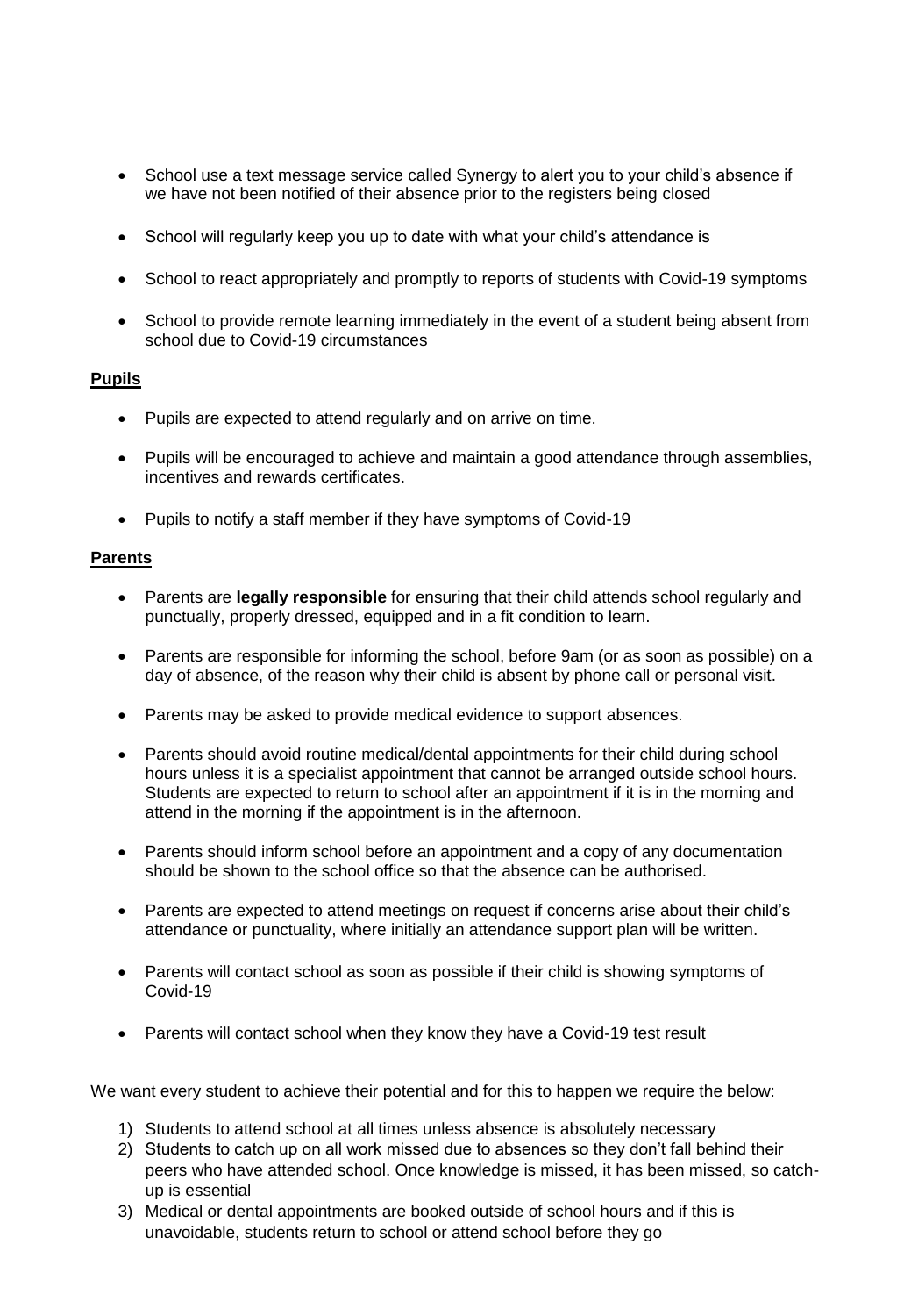- School use a text message service called Synergy to alert you to your child's absence if we have not been notified of their absence prior to the registers being closed

- School will regularly keep you up to date with what your child's attendance is

- School to react appropriately and promptly to reports of students with Covid-19 symptoms

- School to provide remote learning immediately in the event of a student being absent from school due to Covid-19 circumstances

**Pupils**

- Pupils are expected to attend regularly and on arrive on time.

- Pupils will be encouraged to achieve and maintain a good attendance through assemblies, incentives and rewards certificates.

- Pupils to notify a staff member if they have symptoms of Covid-19

**Parents**

- Parents are **legally responsible** for ensuring that their child attends school regularly and punctually, properly dressed, equipped and in a fit condition to learn.

- Parents are responsible for informing the school, before 9am (or as soon as possible) on a day of absence, of the reason why their child is absent by phone call or personal visit.

- Parents may be asked to provide medical evidence to support absences.

- Parents should avoid routine medical/dental appointments for their child during school hours unless it is a specialist appointment that cannot be arranged outside school hours. Students are expected to return to school after an appointment if it is in the morning and attend in the morning if the appointment is in the afternoon.

- Parents should inform school before an appointment and a copy of any documentation should be shown to the school office so that the absence can be authorised.

- Parents are expected to attend meetings on request if concerns arise about their child's attendance or punctuality, where initially an attendance support plan will be written.

- Parents will contact school as soon as possible if their child is showing symptoms of Covid-19

- Parents will contact school when they know they have a Covid-19 test result

We want every student to achieve their potential and for this to happen we require the below:

1) Students to attend school at all times unless absence is absolutely necessary
2) Students to catch up on all work missed due to absences so they don't fall behind their peers who have attended school. Once knowledge is missed, it has been missed, so catch-up is essential
3) Medical or dental appointments are booked outside of school hours and if this is unavoidable, students return to school or attend school before they go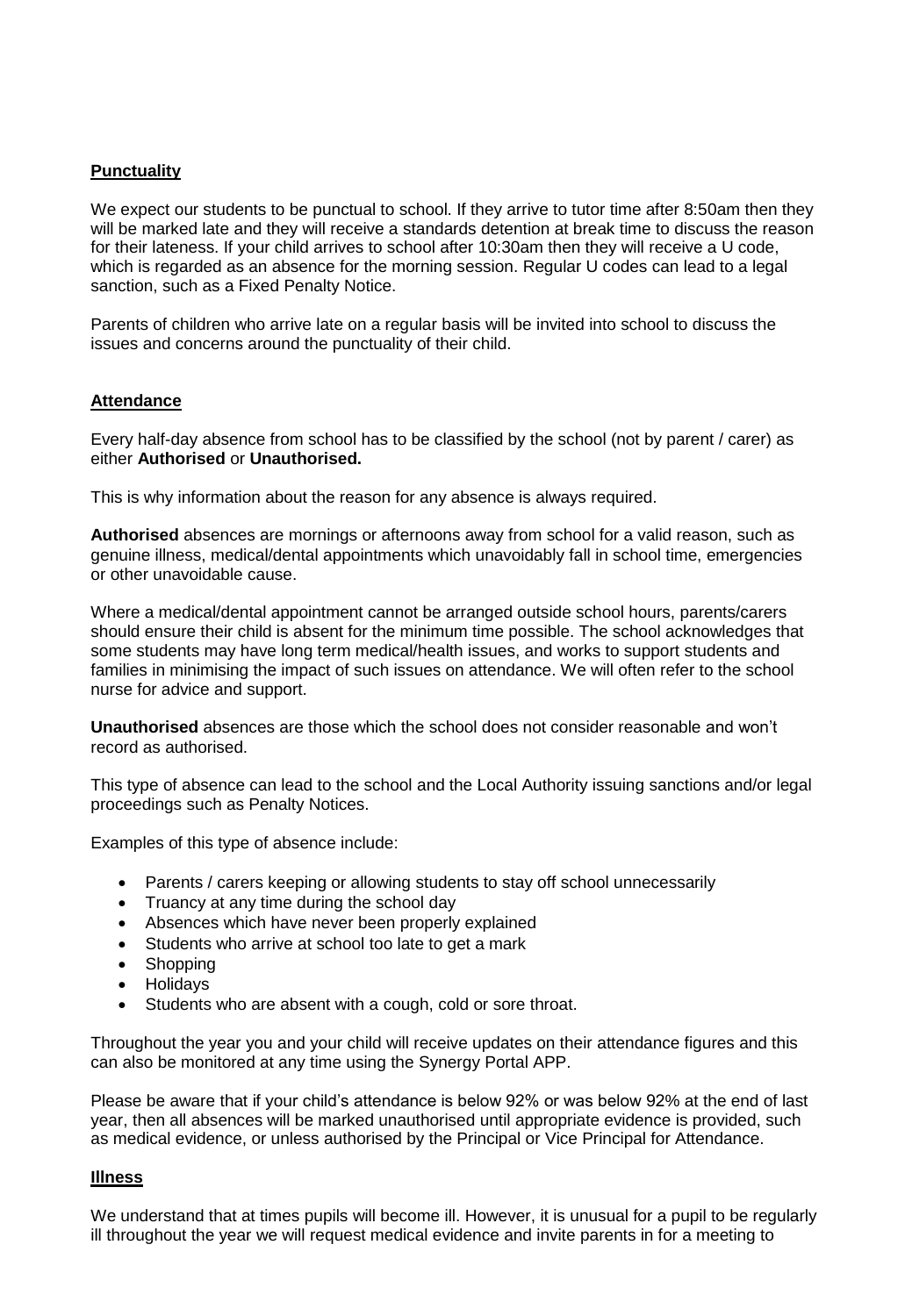## Punctuality

We expect our students to be punctual to school. If they arrive to tutor time after 8:50am then they will be marked late and they will receive a standards detention at break time to discuss the reason for their lateness. If your child arrives to school after 10:30am then they will receive a U code, which is regarded as an absence for the morning session. Regular U codes can lead to a legal sanction, such as a Fixed Penalty Notice.

Parents of children who arrive late on a regular basis will be invited into school to discuss the issues and concerns around the punctuality of their child.

## Attendance

Every half-day absence from school has to be classified by the school (not by parent / carer) as either **Authorised** or **Unauthorised.**

This is why information about the reason for any absence is always required.

**Authorised** absences are mornings or afternoons away from school for a valid reason, such as genuine illness, medical/dental appointments which unavoidably fall in school time, emergencies or other unavoidable cause.

Where a medical/dental appointment cannot be arranged outside school hours, parents/carers should ensure their child is absent for the minimum time possible. The school acknowledges that some students may have long term medical/health issues, and works to support students and families in minimising the impact of such issues on attendance. We will often refer to the school nurse for advice and support.

**Unauthorised** absences are those which the school does not consider reasonable and won't record as authorised.

This type of absence can lead to the school and the Local Authority issuing sanctions and/or legal proceedings such as Penalty Notices.

Examples of this type of absence include:

- Parents / carers keeping or allowing students to stay off school unnecessarily
- Truancy at any time during the school day
- Absences which have never been properly explained
- Students who arrive at school too late to get a mark
- Shopping
- Holidays
- Students who are absent with a cough, cold or sore throat.

Throughout the year you and your child will receive updates on their attendance figures and this can also be monitored at any time using the Synergy Portal APP.

Please be aware that if your child's attendance is below 92% or was below 92% at the end of last year, then all absences will be marked unauthorised until appropriate evidence is provided, such as medical evidence, or unless authorised by the Principal or Vice Principal for Attendance.

## Illness

We understand that at times pupils will become ill. However, it is unusual for a pupil to be regularly ill throughout the year we will request medical evidence and invite parents in for a meeting to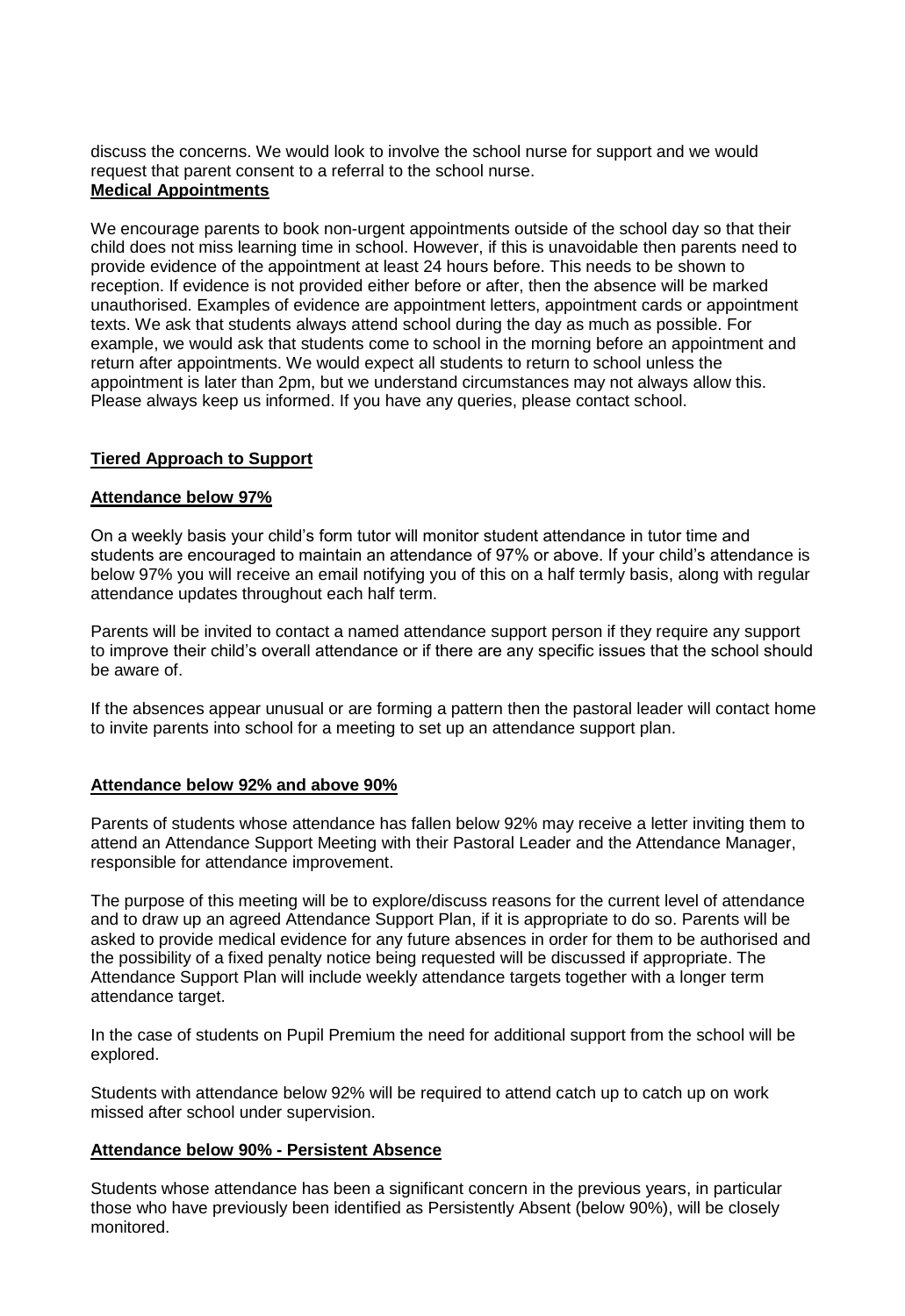discuss the concerns. We would look to involve the school nurse for support and we would request that parent consent to a referral to the school nurse.

**Medical Appointments**

We encourage parents to book non-urgent appointments outside of the school day so that their child does not miss learning time in school. However, if this is unavoidable then parents need to provide evidence of the appointment at least 24 hours before. This needs to be shown to reception. If evidence is not provided either before or after, then the absence will be marked unauthorised. Examples of evidence are appointment letters, appointment cards or appointment texts. We ask that students always attend school during the day as much as possible. For example, we would ask that students come to school in the morning before an appointment and return after appointments. We would expect all students to return to school unless the appointment is later than 2pm, but we understand circumstances may not always allow this. Please always keep us informed. If you have any queries, please contact school.

**Tiered Approach to Support**

**Attendance below 97%**

On a weekly basis your child's form tutor will monitor student attendance in tutor time and students are encouraged to maintain an attendance of 97% or above. If your child's attendance is below 97% you will receive an email notifying you of this on a half termly basis, along with regular attendance updates throughout each half term.

Parents will be invited to contact a named attendance support person if they require any support to improve their child's overall attendance or if there are any specific issues that the school should be aware of.

If the absences appear unusual or are forming a pattern then the pastoral leader will contact home to invite parents into school for a meeting to set up an attendance support plan.

**Attendance below 92% and above 90%**

Parents of students whose attendance has fallen below 92% may receive a letter inviting them to attend an Attendance Support Meeting with their Pastoral Leader and the Attendance Manager, responsible for attendance improvement.

The purpose of this meeting will be to explore/discuss reasons for the current level of attendance and to draw up an agreed Attendance Support Plan, if it is appropriate to do so. Parents will be asked to provide medical evidence for any future absences in order for them to be authorised and the possibility of a fixed penalty notice being requested will be discussed if appropriate. The Attendance Support Plan will include weekly attendance targets together with a longer term attendance target.

In the case of students on Pupil Premium the need for additional support from the school will be explored.

Students with attendance below 92% will be required to attend catch up to catch up on work missed after school under supervision.

**Attendance below 90% - Persistent Absence**

Students whose attendance has been a significant concern in the previous years, in particular those who have previously been identified as Persistently Absent (below 90%), will be closely monitored.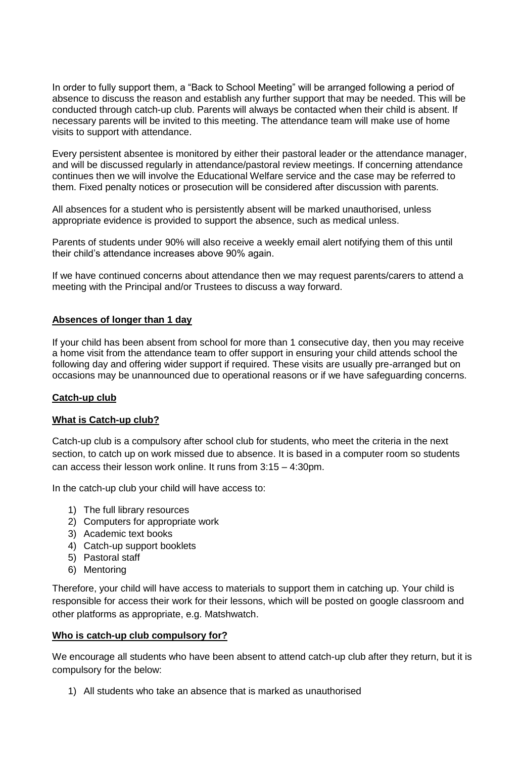In order to fully support them, a "Back to School Meeting" will be arranged following a period of absence to discuss the reason and establish any further support that may be needed. This will be conducted through catch-up club. Parents will always be contacted when their child is absent. If necessary parents will be invited to this meeting. The attendance team will make use of home visits to support with attendance.

Every persistent absentee is monitored by either their pastoral leader or the attendance manager, and will be discussed regularly in attendance/pastoral review meetings. If concerning attendance continues then we will involve the Educational Welfare service and the case may be referred to them. Fixed penalty notices or prosecution will be considered after discussion with parents.

All absences for a student who is persistently absent will be marked unauthorised, unless appropriate evidence is provided to support the absence, such as medical unless.

Parents of students under 90% will also receive a weekly email alert notifying them of this until their child's attendance increases above 90% again.

If we have continued concerns about attendance then we may request parents/carers to attend a meeting with the Principal and/or Trustees to discuss a way forward.

**Absences of longer than 1 day**

If your child has been absent from school for more than 1 consecutive day, then you may receive a home visit from the attendance team to offer support in ensuring your child attends school the following day and offering wider support if required. These visits are usually pre-arranged but on occasions may be unannounced due to operational reasons or if we have safeguarding concerns.

**Catch-up club**

**What is Catch-up club?**

Catch-up club is a compulsory after school club for students, who meet the criteria in the next section, to catch up on work missed due to absence. It is based in a computer room so students can access their lesson work online. It runs from 3:15 – 4:30pm.

In the catch-up club your child will have access to:

1) The full library resources
2) Computers for appropriate work
3) Academic text books
4) Catch-up support booklets
5) Pastoral staff
6) Mentoring

Therefore, your child will have access to materials to support them in catching up. Your child is responsible for access their work for their lessons, which will be posted on google classroom and other platforms as appropriate, e.g. Matshwatch.

**Who is catch-up club compulsory for?**

We encourage all students who have been absent to attend catch-up club after they return, but it is compulsory for the below:

1) All students who take an absence that is marked as unauthorised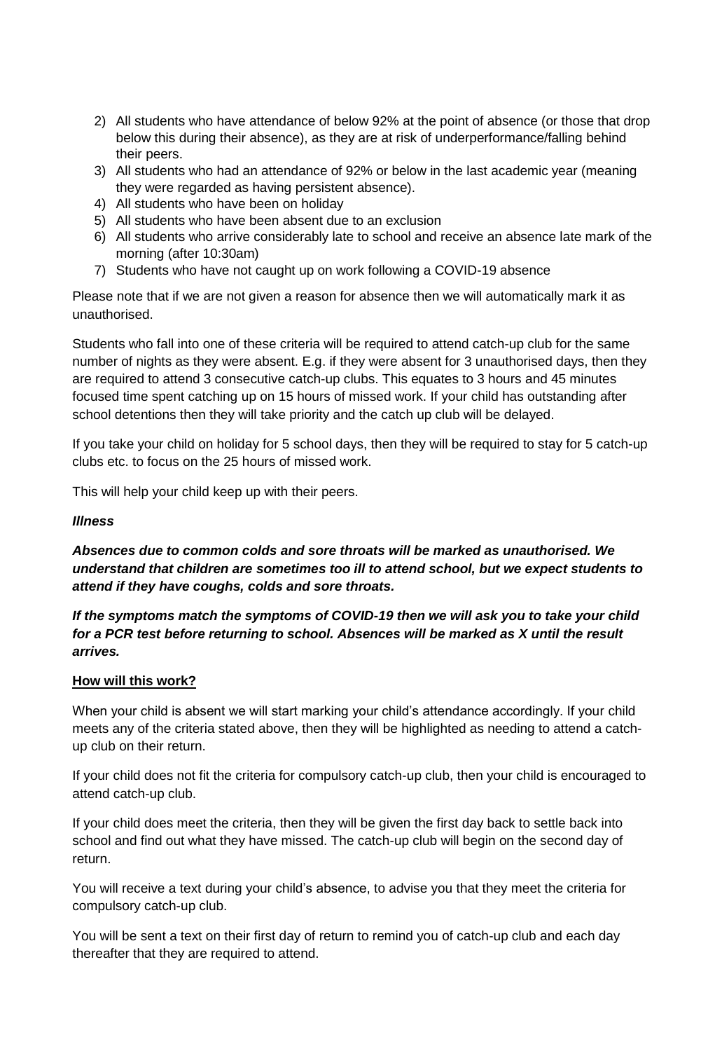2) All students who have attendance of below 92% at the point of absence (or those that drop below this during their absence), as they are at risk of underperformance/falling behind their peers.
3) All students who had an attendance of 92% or below in the last academic year (meaning they were regarded as having persistent absence).
4) All students who have been on holiday
5) All students who have been absent due to an exclusion
6) All students who arrive considerably late to school and receive an absence late mark of the morning (after 10:30am)
7) Students who have not caught up on work following a COVID-19 absence

Please note that if we are not given a reason for absence then we will automatically mark it as unauthorised.

Students who fall into one of these criteria will be required to attend catch-up club for the same number of nights as they were absent. E.g. if they were absent for 3 unauthorised days, then they are required to attend 3 consecutive catch-up clubs. This equates to 3 hours and 45 minutes focused time spent catching up on 15 hours of missed work. If your child has outstanding after school detentions then they will take priority and the catch up club will be delayed.

If you take your child on holiday for 5 school days, then they will be required to stay for 5 catch-up clubs etc. to focus on the 25 hours of missed work.

This will help your child keep up with their peers.

***Illness***

***Absences due to common colds and sore throats will be marked as unauthorised. We understand that children are sometimes too ill to attend school, but we expect students to attend if they have coughs, colds and sore throats.***

***If the symptoms match the symptoms of COVID-19 then we will ask you to take your child for a PCR test before returning to school. Absences will be marked as X until the result arrives.***

**How will this work?**

When your child is absent we will start marking your child's attendance accordingly. If your child meets any of the criteria stated above, then they will be highlighted as needing to attend a catch-up club on their return.

If your child does not fit the criteria for compulsory catch-up club, then your child is encouraged to attend catch-up club.

If your child does meet the criteria, then they will be given the first day back to settle back into school and find out what they have missed. The catch-up club will begin on the second day of return.

You will receive a text during your child's absence, to advise you that they meet the criteria for compulsory catch-up club.

You will be sent a text on their first day of return to remind you of catch-up club and each day thereafter that they are required to attend.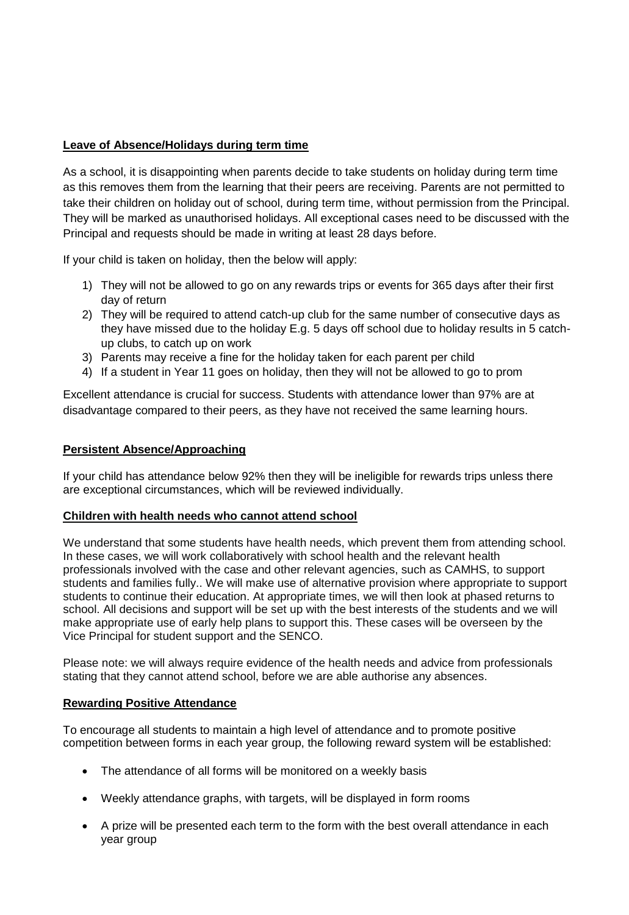**Leave of Absence/Holidays during term time**

As a school, it is disappointing when parents decide to take students on holiday during term time as this removes them from the learning that their peers are receiving. Parents are not permitted to take their children on holiday out of school, during term time, without permission from the Principal. They will be marked as unauthorised holidays. All exceptional cases need to be discussed with the Principal and requests should be made in writing at least 28 days before.

If your child is taken on holiday, then the below will apply:

1) They will not be allowed to go on any rewards trips or events for 365 days after their first day of return
2) They will be required to attend catch-up club for the same number of consecutive days as they have missed due to the holiday E.g. 5 days off school due to holiday results in 5 catch-up clubs, to catch up on work
3) Parents may receive a fine for the holiday taken for each parent per child
4) If a student in Year 11 goes on holiday, then they will not be allowed to go to prom

Excellent attendance is crucial for success. Students with attendance lower than 97% are at disadvantage compared to their peers, as they have not received the same learning hours.

**Persistent Absence/Approaching**

If your child has attendance below 92% then they will be ineligible for rewards trips unless there are exceptional circumstances, which will be reviewed individually.

**Children with health needs who cannot attend school**

We understand that some students have health needs, which prevent them from attending school. In these cases, we will work collaboratively with school health and the relevant health professionals involved with the case and other relevant agencies, such as CAMHS, to support students and families fully.. We will make use of alternative provision where appropriate to support students to continue their education. At appropriate times, we will then look at phased returns to school. All decisions and support will be set up with the best interests of the students and we will make appropriate use of early help plans to support this. These cases will be overseen by the Vice Principal for student support and the SENCO.

Please note: we will always require evidence of the health needs and advice from professionals stating that they cannot attend school, before we are able authorise any absences.

**Rewarding Positive Attendance**

To encourage all students to maintain a high level of attendance and to promote positive competition between forms in each year group, the following reward system will be established:

- The attendance of all forms will be monitored on a weekly basis
- Weekly attendance graphs, with targets, will be displayed in form rooms
- A prize will be presented each term to the form with the best overall attendance in each year group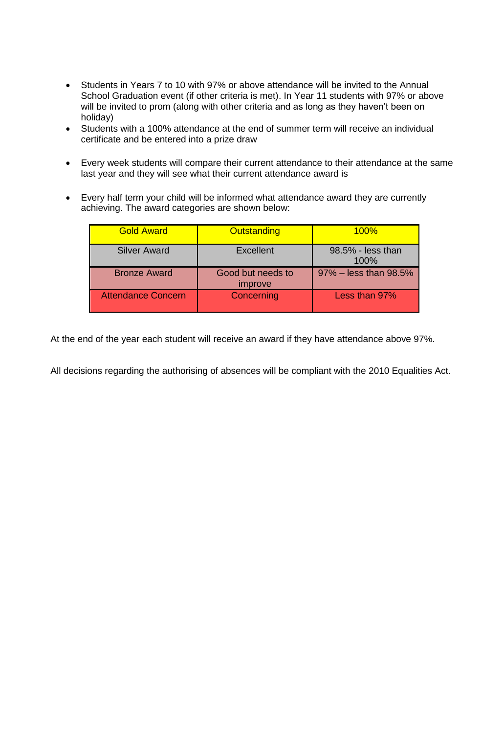- Students in Years 7 to 10 with 97% or above attendance will be invited to the Annual School Graduation event (if other criteria is met). In Year 11 students with 97% or above will be invited to prom (along with other criteria and as long as they haven't been on holiday)
- Students with a 100% attendance at the end of summer term will receive an individual certificate and be entered into a prize draw

- Every week students will compare their current attendance to their attendance at the same last year and they will see what their current attendance award is

- Every half term your child will be informed what attendance award they are currently achieving. The award categories are shown below:

| Gold Award | Outstanding | 100% |
|---|---|---|
| Silver Award | Excellent | 98.5% - less than 100% |
| Bronze Award | Good but needs to improve | 97% – less than 98.5% |
| Attendance Concern | Concerning | Less than 97% |

At the end of the year each student will receive an award if they have attendance above 97%.

All decisions regarding the authorising of absences will be compliant with the 2010 Equalities Act.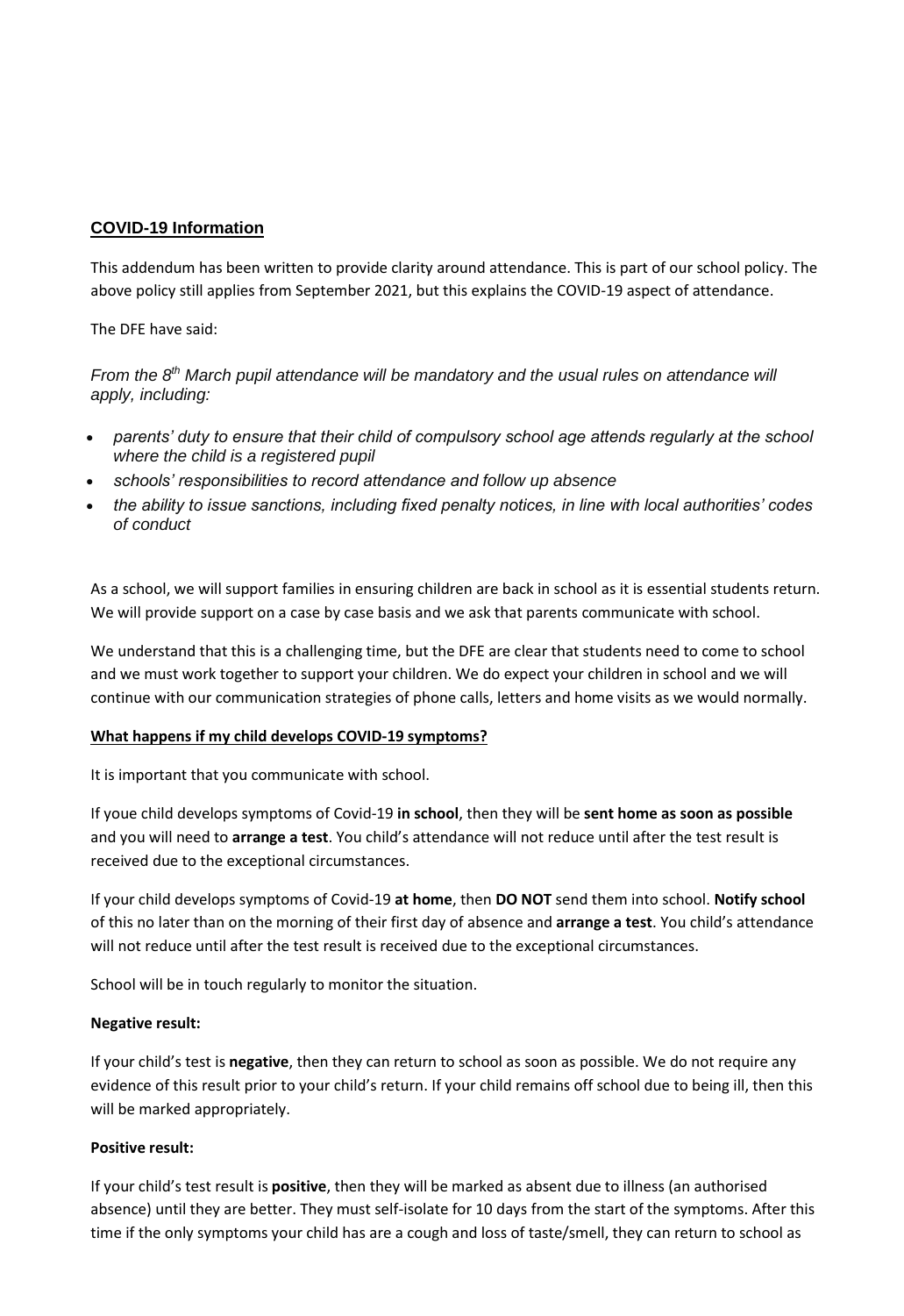## COVID-19 Information

This addendum has been written to provide clarity around attendance. This is part of our school policy. The above policy still applies from September 2021, but this explains the COVID-19 aspect of attendance.

The DFE have said:

*From the 8th March pupil attendance will be mandatory and the usual rules on attendance will apply, including:*

- *parents' duty to ensure that their child of compulsory school age attends regularly at the school where the child is a registered pupil*
- *schools' responsibilities to record attendance and follow up absence*
- *the ability to issue sanctions, including fixed penalty notices, in line with local authorities' codes of conduct*

As a school, we will support families in ensuring children are back in school as it is essential students return. We will provide support on a case by case basis and we ask that parents communicate with school.

We understand that this is a challenging time, but the DFE are clear that students need to come to school and we must work together to support your children. We do expect your children in school and we will continue with our communication strategies of phone calls, letters and home visits as we would normally.

**What happens if my child develops COVID-19 symptoms?**

It is important that you communicate with school.

If youe child develops symptoms of Covid-19 **in school**, then they will be **sent home as soon as possible** and you will need to **arrange a test**. You child's attendance will not reduce until after the test result is received due to the exceptional circumstances.

If your child develops symptoms of Covid-19 **at home**, then **DO NOT** send them into school. **Notify school** of this no later than on the morning of their first day of absence and **arrange a test**. You child's attendance will not reduce until after the test result is received due to the exceptional circumstances.

School will be in touch regularly to monitor the situation.

**Negative result:**

If your child's test is **negative**, then they can return to school as soon as possible. We do not require any evidence of this result prior to your child's return. If your child remains off school due to being ill, then this will be marked appropriately.

**Positive result:**

If your child's test result is **positive**, then they will be marked as absent due to illness (an authorised absence) until they are better. They must self-isolate for 10 days from the start of the symptoms. After this time if the only symptoms your child has are a cough and loss of taste/smell, they can return to school as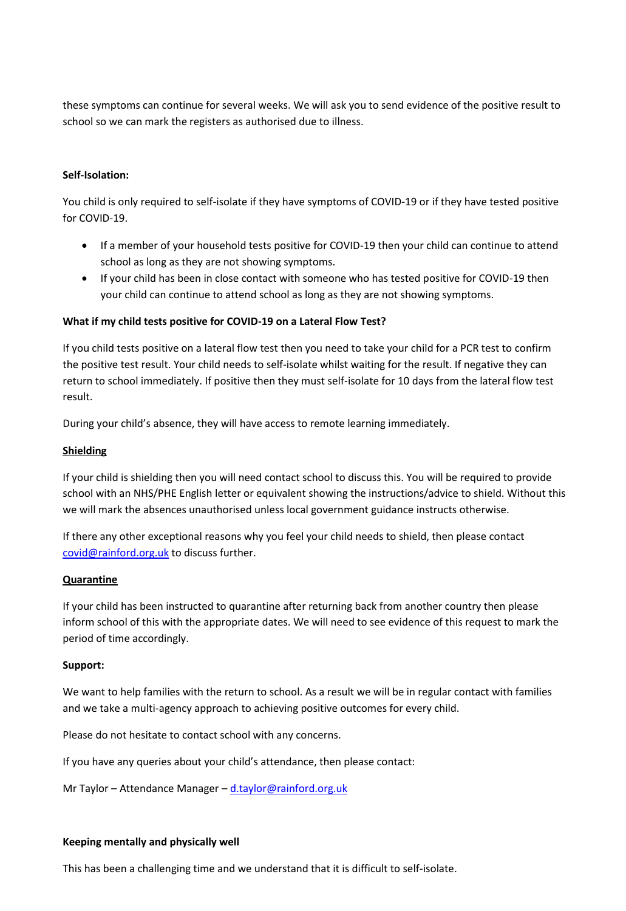these symptoms can continue for several weeks. We will ask you to send evidence of the positive result to school so we can mark the registers as authorised due to illness.

**Self-Isolation:**

You child is only required to self-isolate if they have symptoms of COVID-19 or if they have tested positive for COVID-19.

- If a member of your household tests positive for COVID-19 then your child can continue to attend school as long as they are not showing symptoms.
- If your child has been in close contact with someone who has tested positive for COVID-19 then your child can continue to attend school as long as they are not showing symptoms.

**What if my child tests positive for COVID-19 on a Lateral Flow Test?**

If you child tests positive on a lateral flow test then you need to take your child for a PCR test to confirm the positive test result. Your child needs to self-isolate whilst waiting for the result. If negative they can return to school immediately. If positive then they must self-isolate for 10 days from the lateral flow test result.

During your child's absence, they will have access to remote learning immediately.

**Shielding**

If your child is shielding then you will need contact school to discuss this. You will be required to provide school with an NHS/PHE English letter or equivalent showing the instructions/advice to shield. Without this we will mark the absences unauthorised unless local government guidance instructs otherwise.

If there any other exceptional reasons why you feel your child needs to shield, then please contact covid@rainford.org.uk to discuss further.

**Quarantine**

If your child has been instructed to quarantine after returning back from another country then please inform school of this with the appropriate dates. We will need to see evidence of this request to mark the period of time accordingly.

**Support:**

We want to help families with the return to school. As a result we will be in regular contact with families and we take a multi-agency approach to achieving positive outcomes for every child.

Please do not hesitate to contact school with any concerns.

If you have any queries about your child's attendance, then please contact:

Mr Taylor – Attendance Manager – d.taylor@rainford.org.uk

**Keeping mentally and physically well**

This has been a challenging time and we understand that it is difficult to self-isolate.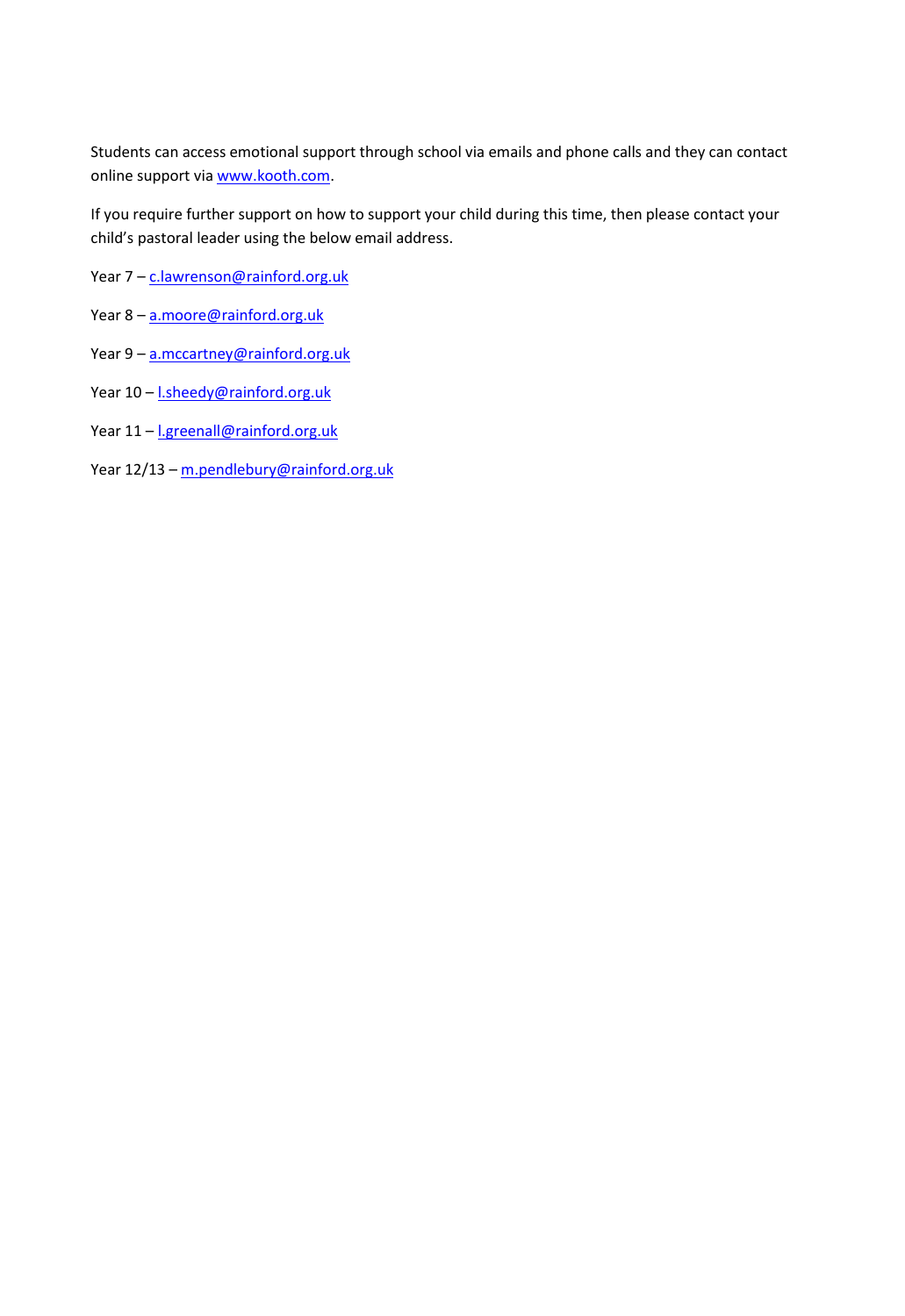Students can access emotional support through school via emails and phone calls and they can contact online support via www.kooth.com.

If you require further support on how to support your child during this time, then please contact your child's pastoral leader using the below email address.

Year 7 – c.lawrenson@rainford.org.uk

Year 8 – a.moore@rainford.org.uk

Year 9 – a.mccartney@rainford.org.uk

Year 10 – l.sheedy@rainford.org.uk

Year 11 – l.greenall@rainford.org.uk

Year 12/13 – m.pendlebury@rainford.org.uk